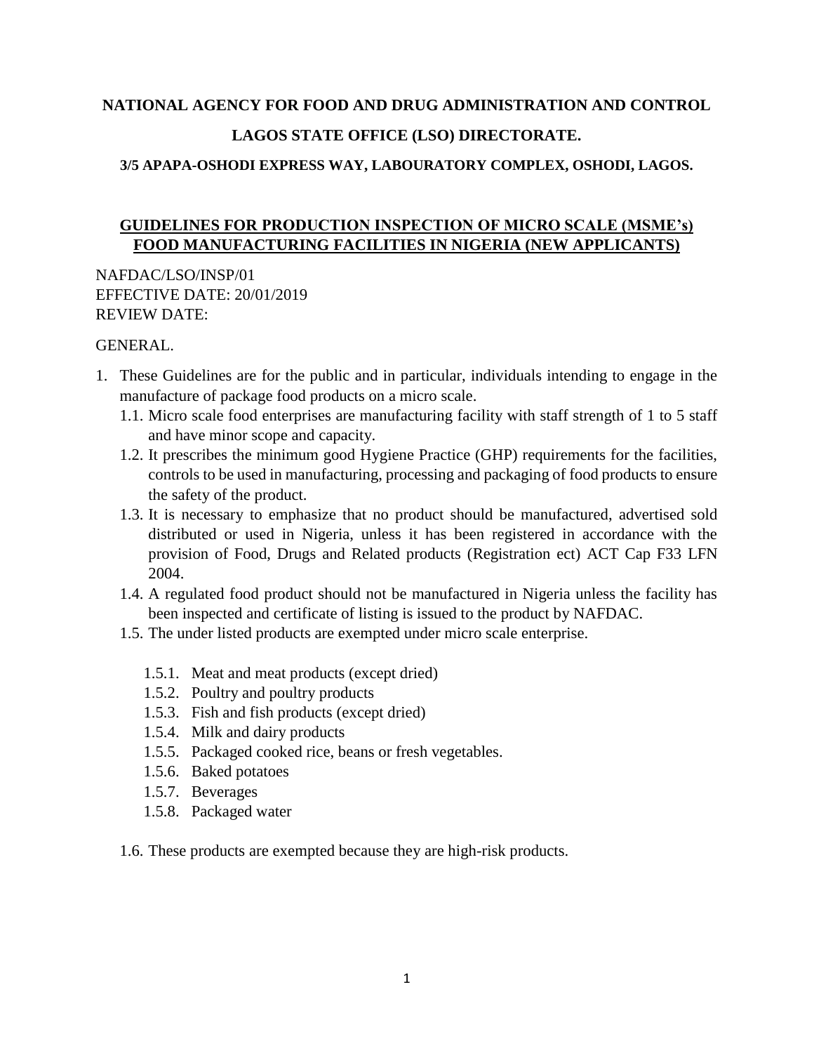**NATIONAL AGENCY FOR FOOD AND DRUG ADMINISTRATION AND CONTROL**

**LAGOS STATE OFFICE (LSO) DIRECTORATE.**

**3/5 APAPA-OSHODI EXPRESS WAY, LABOURATORY COMPLEX, OSHODI, LAGOS.**

# GUIDELINES FOR PRODUCTION INSPECTION OF MICRO SCALE (MSME's) FOOD MANUFACTURING FACILITIES IN NIGERIA (NEW APPLICANTS)

NAFDAC/LSO/INSP/01
EFFECTIVE DATE: 20/01/2019
REVIEW DATE:

GENERAL.

1. These Guidelines are for the public and in particular, individuals intending to engage in the manufacture of package food products on a micro scale.
   1.1. Micro scale food enterprises are manufacturing facility with staff strength of 1 to 5 staff and have minor scope and capacity.
   1.2. It prescribes the minimum good Hygiene Practice (GHP) requirements for the facilities, controls to be used in manufacturing, processing and packaging of food products to ensure the safety of the product.
   1.3. It is necessary to emphasize that no product should be manufactured, advertised sold distributed or used in Nigeria, unless it has been registered in accordance with the provision of Food, Drugs and Related products (Registration ect) ACT Cap F33 LFN 2004.
   1.4. A regulated food product should not be manufactured in Nigeria unless the facility has been inspected and certificate of listing is issued to the product by NAFDAC.
   1.5. The under listed products are exempted under micro scale enterprise.
      1.5.1. Meat and meat products (except dried)
      1.5.2. Poultry and poultry products
      1.5.3. Fish and fish products (except dried)
      1.5.4. Milk and dairy products
      1.5.5. Packaged cooked rice, beans or fresh vegetables.
      1.5.6. Baked potatoes
      1.5.7. Beverages
      1.5.8. Packaged water

   1.6. These products are exempted because they are high-risk products.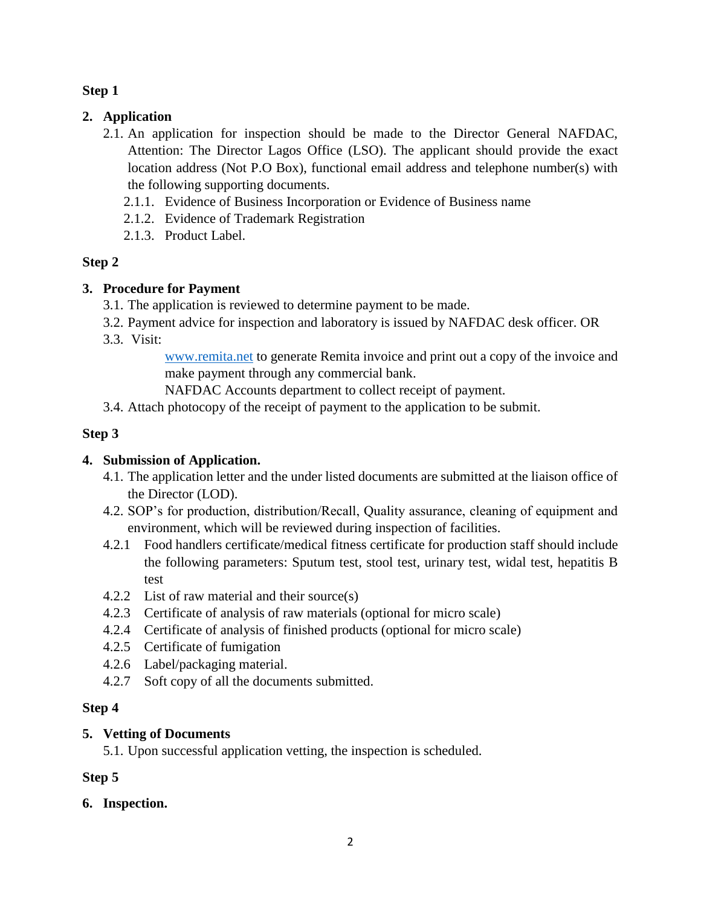**Step 1**

## 2. Application

2.1. An application for inspection should be made to the Director General NAFDAC, Attention: The Director Lagos Office (LSO). The applicant should provide the exact location address (Not P.O Box), functional email address and telephone number(s) with the following supporting documents.

- 2.1.1. Evidence of Business Incorporation or Evidence of Business name
- 2.1.2. Evidence of Trademark Registration
- 2.1.3. Product Label.

**Step 2**

## 3. Procedure for Payment

3.1. The application is reviewed to determine payment to be made.

3.2. Payment advice for inspection and laboratory is issued by NAFDAC desk officer. OR

3.3. Visit:

www.remita.net to generate Remita invoice and print out a copy of the invoice and make payment through any commercial bank.

NAFDAC Accounts department to collect receipt of payment.

3.4. Attach photocopy of the receipt of payment to the application to be submit.

**Step 3**

## 4. Submission of Application.

4.1. The application letter and the under listed documents are submitted at the liaison office of the Director (LOD).

4.2. SOP's for production, distribution/Recall, Quality assurance, cleaning of equipment and environment, which will be reviewed during inspection of facilities.

- 4.2.1 Food handlers certificate/medical fitness certificate for production staff should include the following parameters: Sputum test, stool test, urinary test, widal test, hepatitis B test
- 4.2.2 List of raw material and their source(s)
- 4.2.3 Certificate of analysis of raw materials (optional for micro scale)
- 4.2.4 Certificate of analysis of finished products (optional for micro scale)
- 4.2.5 Certificate of fumigation
- 4.2.6 Label/packaging material.
- 4.2.7 Soft copy of all the documents submitted.

**Step 4**

## 5. Vetting of Documents

5.1. Upon successful application vetting, the inspection is scheduled.

**Step 5**

## 6. Inspection.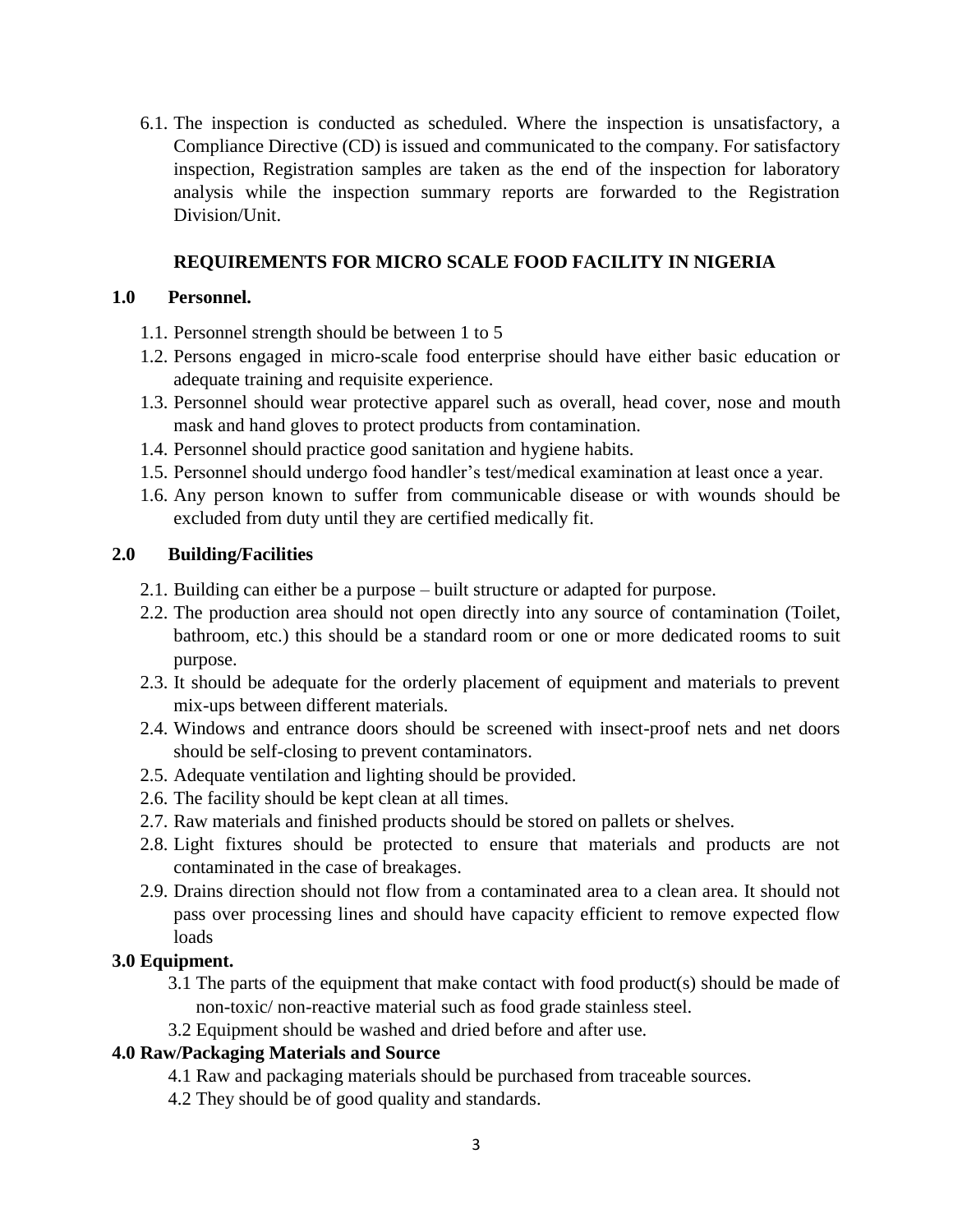6.1. The inspection is conducted as scheduled. Where the inspection is unsatisfactory, a Compliance Directive (CD) is issued and communicated to the company. For satisfactory inspection, Registration samples are taken as the end of the inspection for laboratory analysis while the inspection summary reports are forwarded to the Registration Division/Unit.

## REQUIREMENTS FOR MICRO SCALE FOOD FACILITY IN NIGERIA

### 1.0 Personnel.

1.1. Personnel strength should be between 1 to 5

1.2. Persons engaged in micro-scale food enterprise should have either basic education or adequate training and requisite experience.

1.3. Personnel should wear protective apparel such as overall, head cover, nose and mouth mask and hand gloves to protect products from contamination.

1.4. Personnel should practice good sanitation and hygiene habits.

1.5. Personnel should undergo food handler's test/medical examination at least once a year.

1.6. Any person known to suffer from communicable disease or with wounds should be excluded from duty until they are certified medically fit.

### 2.0 Building/Facilities

2.1. Building can either be a purpose – built structure or adapted for purpose.

2.2. The production area should not open directly into any source of contamination (Toilet, bathroom, etc.) this should be a standard room or one or more dedicated rooms to suit purpose.

2.3. It should be adequate for the orderly placement of equipment and materials to prevent mix-ups between different materials.

2.4. Windows and entrance doors should be screened with insect-proof nets and net doors should be self-closing to prevent contaminators.

2.5. Adequate ventilation and lighting should be provided.

2.6. The facility should be kept clean at all times.

2.7. Raw materials and finished products should be stored on pallets or shelves.

2.8. Light fixtures should be protected to ensure that materials and products are not contaminated in the case of breakages.

2.9. Drains direction should not flow from a contaminated area to a clean area. It should not pass over processing lines and should have capacity efficient to remove expected flow loads

### 3.0 Equipment.

3.1 The parts of the equipment that make contact with food product(s) should be made of non-toxic/ non-reactive material such as food grade stainless steel.

3.2 Equipment should be washed and dried before and after use.

### 4.0 Raw/Packaging Materials and Source

4.1 Raw and packaging materials should be purchased from traceable sources.

4.2 They should be of good quality and standards.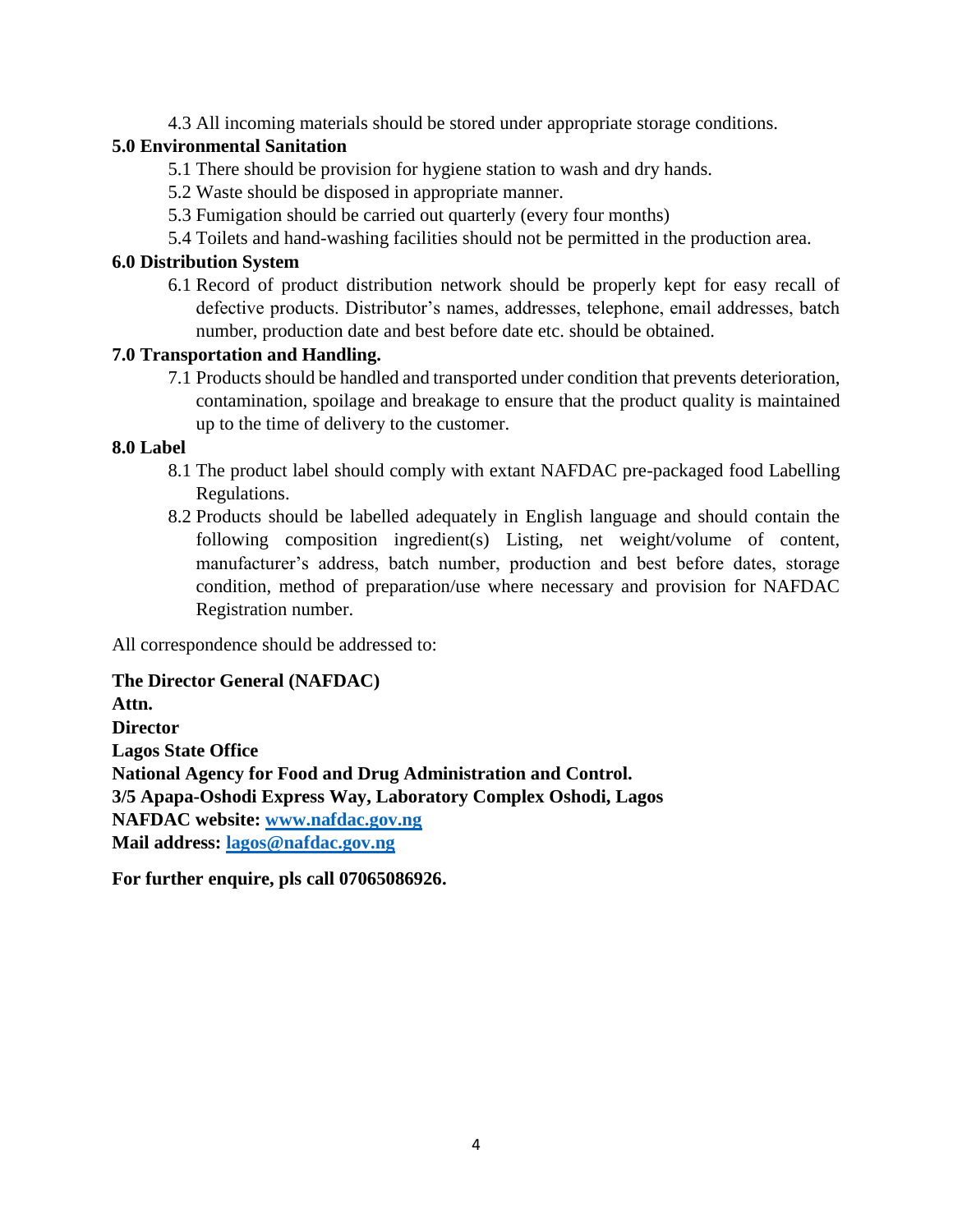4.3 All incoming materials should be stored under appropriate storage conditions.

**5.0 Environmental Sanitation**

5.1 There should be provision for hygiene station to wash and dry hands.

5.2 Waste should be disposed in appropriate manner.

5.3 Fumigation should be carried out quarterly (every four months)

5.4 Toilets and hand-washing facilities should not be permitted in the production area.

**6.0 Distribution System**

6.1 Record of product distribution network should be properly kept for easy recall of defective products. Distributor's names, addresses, telephone, email addresses, batch number, production date and best before date etc. should be obtained.

**7.0 Transportation and Handling.**

7.1 Products should be handled and transported under condition that prevents deterioration, contamination, spoilage and breakage to ensure that the product quality is maintained up to the time of delivery to the customer.

**8.0 Label**

8.1 The product label should comply with extant NAFDAC pre-packaged food Labelling Regulations.

8.2 Products should be labelled adequately in English language and should contain the following composition ingredient(s) Listing, net weight/volume of content, manufacturer's address, batch number, production and best before dates, storage condition, method of preparation/use where necessary and provision for NAFDAC Registration number.

All correspondence should be addressed to:

**The Director General (NAFDAC)**
**Attn.**
**Director**
**Lagos State Office**
**National Agency for Food and Drug Administration and Control.**
**3/5 Apapa-Oshodi Express Way, Laboratory Complex Oshodi, Lagos**
**NAFDAC website: www.nafdac.gov.ng**
**Mail address: lagos@nafdac.gov.ng**

**For further enquire, pls call 07065086926.**